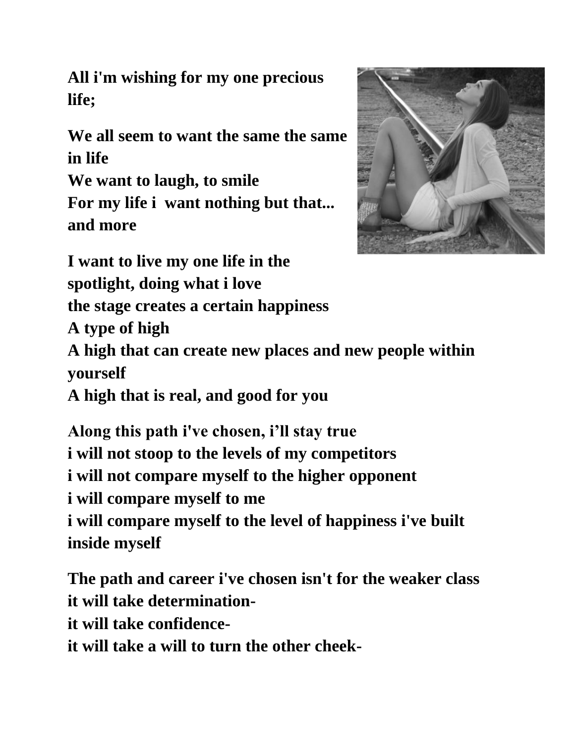**All i'm wishing for my one precious life;**

**We all seem to want the same the same in life**
**We want to laugh, to smile**
**For my life i  want nothing but that... and more**

**I want to live my one life in the spotlight, doing what i love**
**the stage creates a certain happiness**
**A type of high**
**A high that can create new places and new people within yourself**
**A high that is real, and good for you**

**Along this path i've chosen, i'll stay true**
**i will not stoop to the levels of my competitors**
**i will not compare myself to the higher opponent**
**i will compare myself to me**
**i will compare myself to the level of happiness i've built inside myself**

**The path and career i've chosen isn't for the weaker class**
**it will take determination-**
**it will take confidence-**
**it will take a will to turn the other cheek-**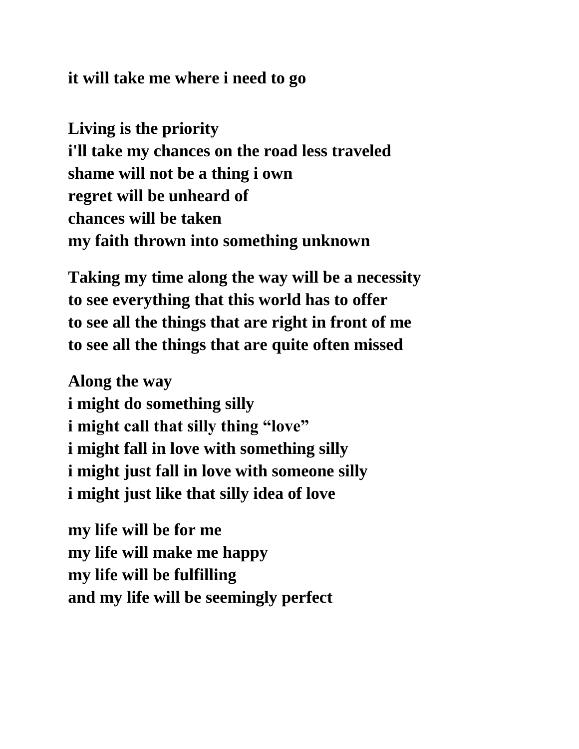**it will take me where i need to go**

**Living is the priority**
**i'll take my chances on the road less traveled**
**shame will not be a thing i own**
**regret will be unheard of**
**chances will be taken**
**my faith thrown into something unknown**

**Taking my time along the way will be a necessity**
**to see everything that this world has to offer**
**to see all the things that are right in front of me**
**to see all the things that are quite often missed**

**Along the way**
**i might do something silly**
**i might call that silly thing "love"**
**i might fall in love with something silly**
**i might just fall in love with someone silly**
**i might just like that silly idea of love**

**my life will be for me**
**my life will make me happy**
**my life will be fulfilling**
**and my life will be seemingly perfect**